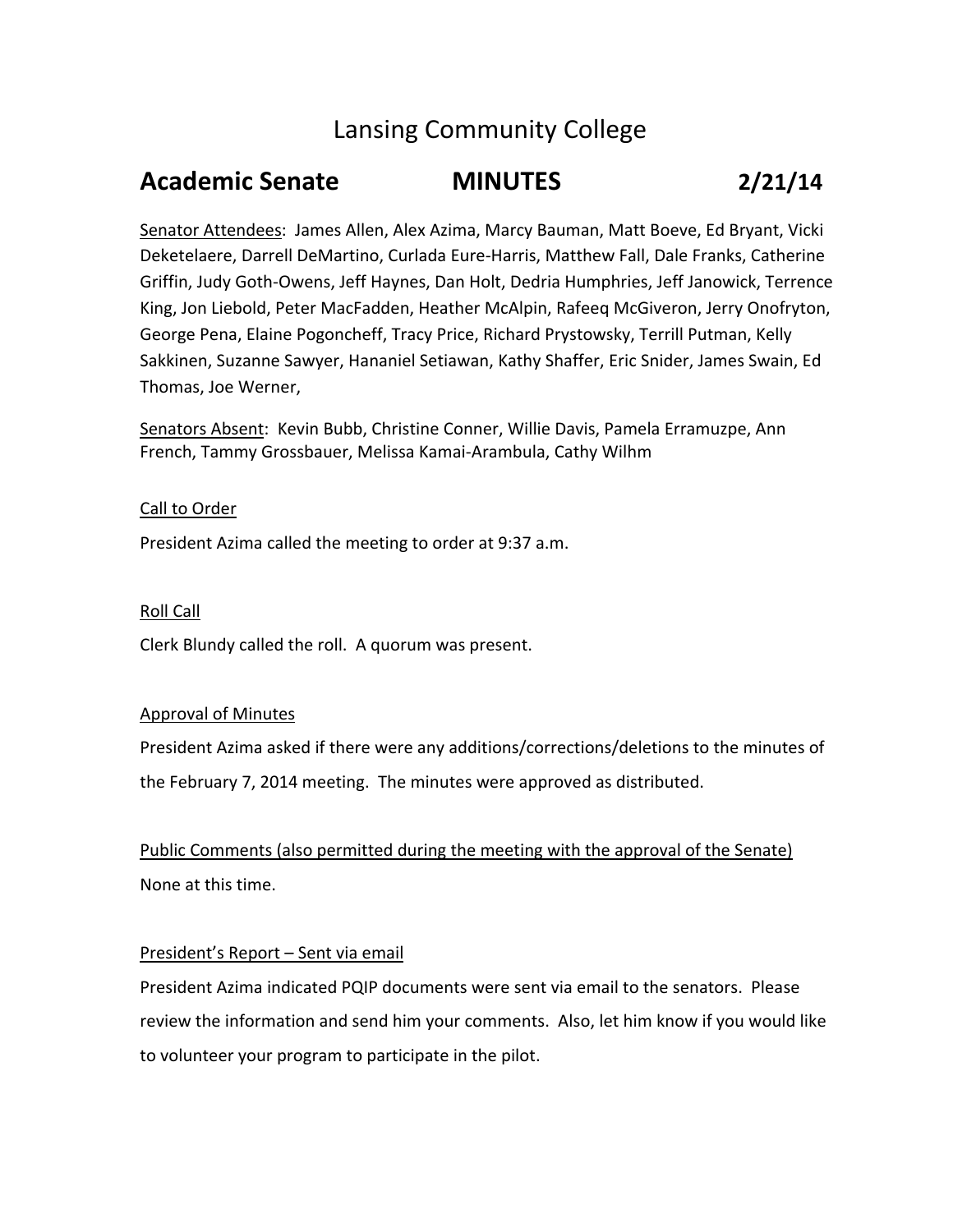# Lansing Community College

## Academic Senate MINUTES 2/21/14

Senator Attendees: James Allen, Alex Azima, Marcy Bauman, Matt Boeve, Ed Bryant, Vicki Deketelaere, Darrell DeMartino, Curlada Eure-Harris, Matthew Fall, Dale Franks, Catherine Griffin, Judy Goth-Owens, Jeff Haynes, Dan Holt, Dedria Humphries, Jeff Janowick, Terrence King, Jon Liebold, Peter MacFadden, Heather McAlpin, Rafeeq McGiveron, Jerry Onofryton, George Pena, Elaine Pogoncheff, Tracy Price, Richard Prystowsky, Terrill Putman, Kelly Sakkinen, Suzanne Sawyer, Hananiel Setiawan, Kathy Shaffer, Eric Snider, James Swain, Ed Thomas, Joe Werner,

Senators Absent: Kevin Bubb, Christine Conner, Willie Davis, Pamela Erramuzpe, Ann French, Tammy Grossbauer, Melissa Kamai-Arambula, Cathy Wilhm

Call to Order

President Azima called the meeting to order at 9:37 a.m.

Roll Call

Clerk Blundy called the roll. A quorum was present.

Approval of Minutes

President Azima asked if there were any additions/corrections/deletions to the minutes of the February 7, 2014 meeting. The minutes were approved as distributed.

Public Comments (also permitted during the meeting with the approval of the Senate)

None at this time.

President's Report – Sent via email

President Azima indicated PQIP documents were sent via email to the senators. Please review the information and send him your comments. Also, let him know if you would like to volunteer your program to participate in the pilot.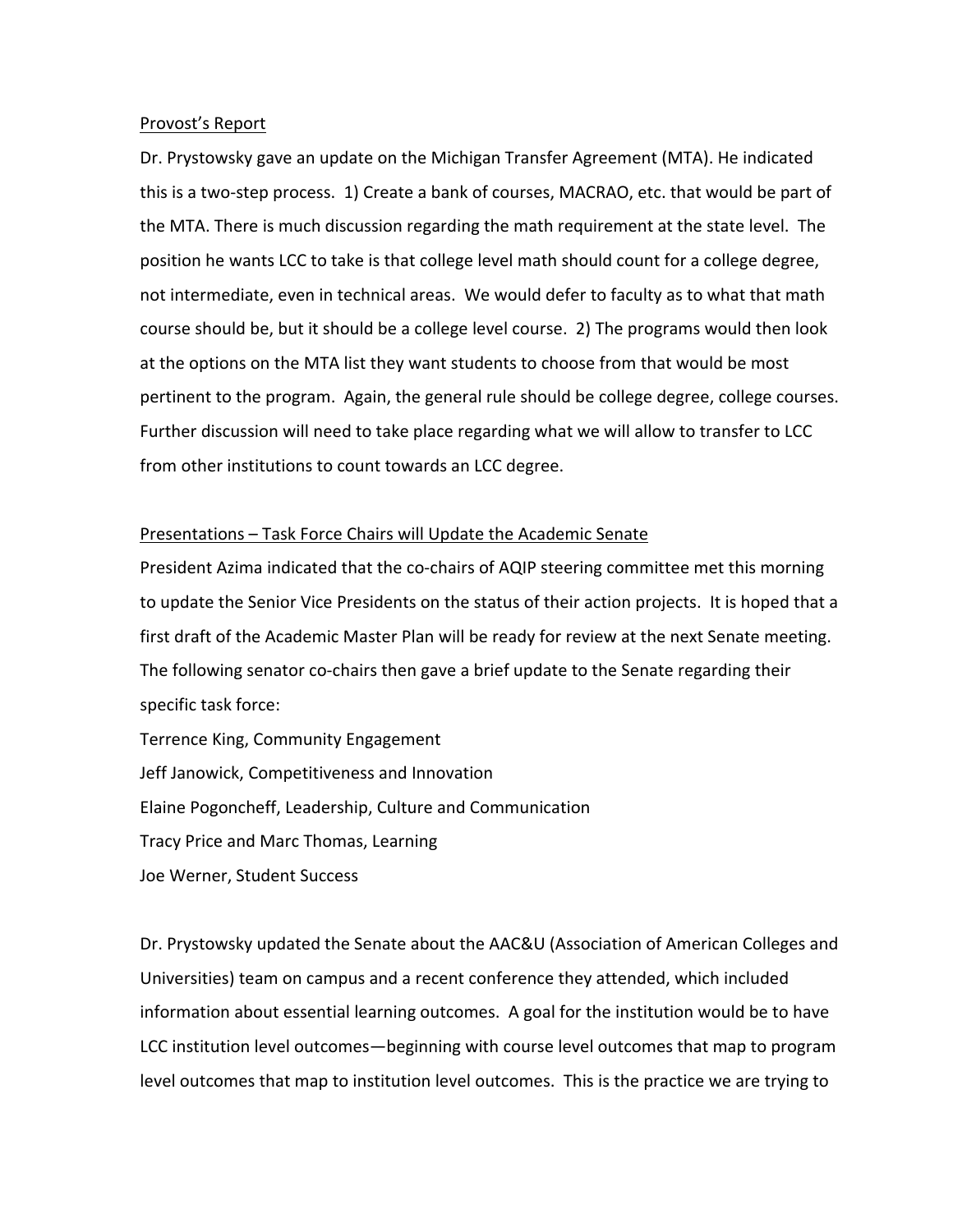Provost's Report

Dr. Prystowsky gave an update on the Michigan Transfer Agreement (MTA). He indicated this is a two-step process. 1) Create a bank of courses, MACRAO, etc. that would be part of the MTA. There is much discussion regarding the math requirement at the state level. The position he wants LCC to take is that college level math should count for a college degree, not intermediate, even in technical areas. We would defer to faculty as to what that math course should be, but it should be a college level course. 2) The programs would then look at the options on the MTA list they want students to choose from that would be most pertinent to the program. Again, the general rule should be college degree, college courses. Further discussion will need to take place regarding what we will allow to transfer to LCC from other institutions to count towards an LCC degree.

Presentations – Task Force Chairs will Update the Academic Senate

President Azima indicated that the co-chairs of AQIP steering committee met this morning to update the Senior Vice Presidents on the status of their action projects. It is hoped that a first draft of the Academic Master Plan will be ready for review at the next Senate meeting. The following senator co-chairs then gave a brief update to the Senate regarding their specific task force:

Terrence King, Community Engagement
Jeff Janowick, Competitiveness and Innovation
Elaine Pogoncheff, Leadership, Culture and Communication
Tracy Price and Marc Thomas, Learning
Joe Werner, Student Success

Dr. Prystowsky updated the Senate about the AAC&U (Association of American Colleges and Universities) team on campus and a recent conference they attended, which included information about essential learning outcomes. A goal for the institution would be to have LCC institution level outcomes—beginning with course level outcomes that map to program level outcomes that map to institution level outcomes. This is the practice we are trying to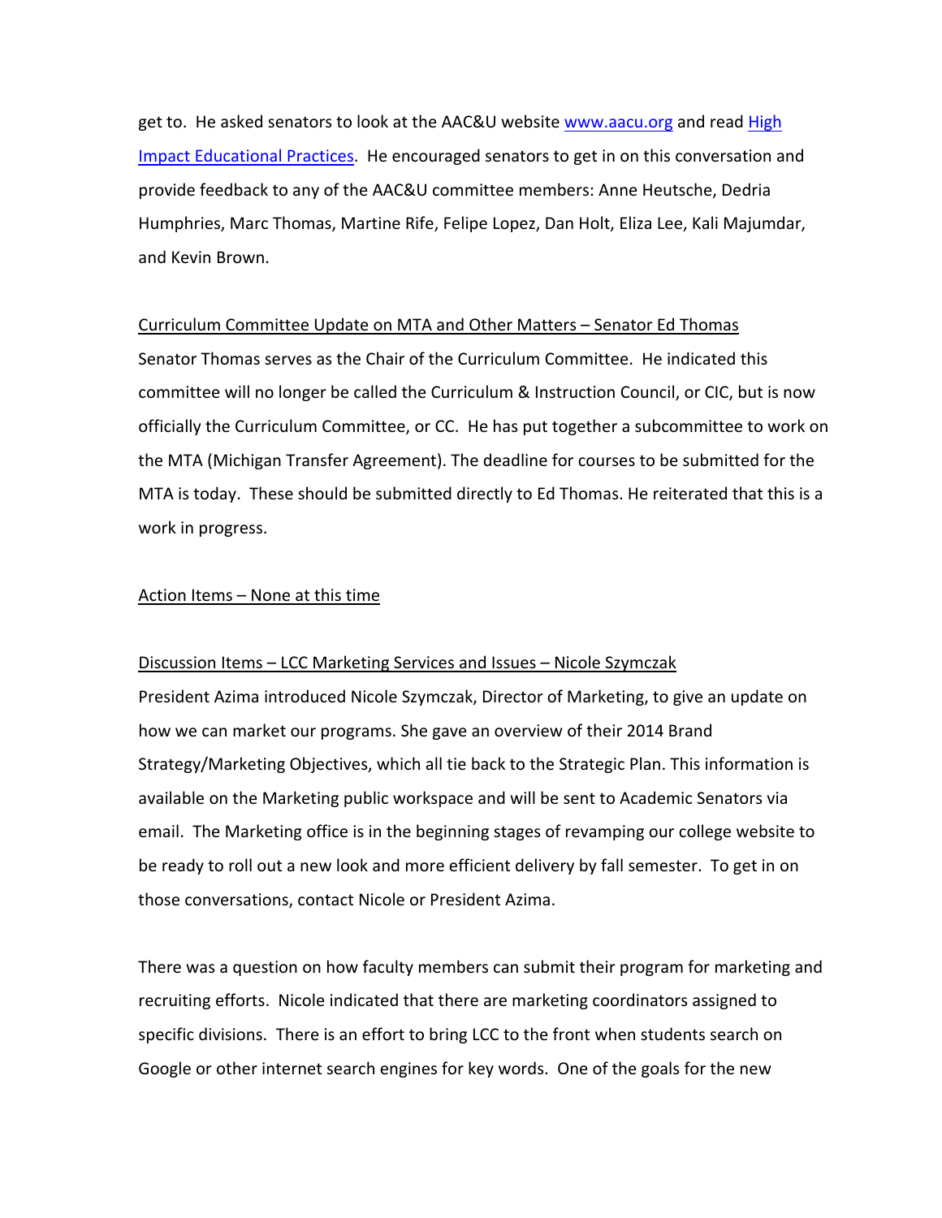get to. He asked senators to look at the AAC&U website [www.aacu.org](http://www.aacu.org) and read [High Impact Educational Practices](). He encouraged senators to get in on this conversation and provide feedback to any of the AAC&U committee members: Anne Heutsche, Dedria Humphries, Marc Thomas, Martine Rife, Felipe Lopez, Dan Holt, Eliza Lee, Kali Majumdar, and Kevin Brown.

<u>Curriculum Committee Update on MTA and Other Matters – Senator Ed Thomas</u>

Senator Thomas serves as the Chair of the Curriculum Committee. He indicated this committee will no longer be called the Curriculum & Instruction Council, or CIC, but is now officially the Curriculum Committee, or CC. He has put together a subcommittee to work on the MTA (Michigan Transfer Agreement). The deadline for courses to be submitted for the MTA is today. These should be submitted directly to Ed Thomas. He reiterated that this is a work in progress.

<u>Action Items – None at this time</u>

<u>Discussion Items – LCC Marketing Services and Issues – Nicole Szymczak</u>

President Azima introduced Nicole Szymczak, Director of Marketing, to give an update on how we can market our programs. She gave an overview of their 2014 Brand Strategy/Marketing Objectives, which all tie back to the Strategic Plan. This information is available on the Marketing public workspace and will be sent to Academic Senators via email. The Marketing office is in the beginning stages of revamping our college website to be ready to roll out a new look and more efficient delivery by fall semester. To get in on those conversations, contact Nicole or President Azima.

There was a question on how faculty members can submit their program for marketing and recruiting efforts. Nicole indicated that there are marketing coordinators assigned to specific divisions. There is an effort to bring LCC to the front when students search on Google or other internet search engines for key words. One of the goals for the new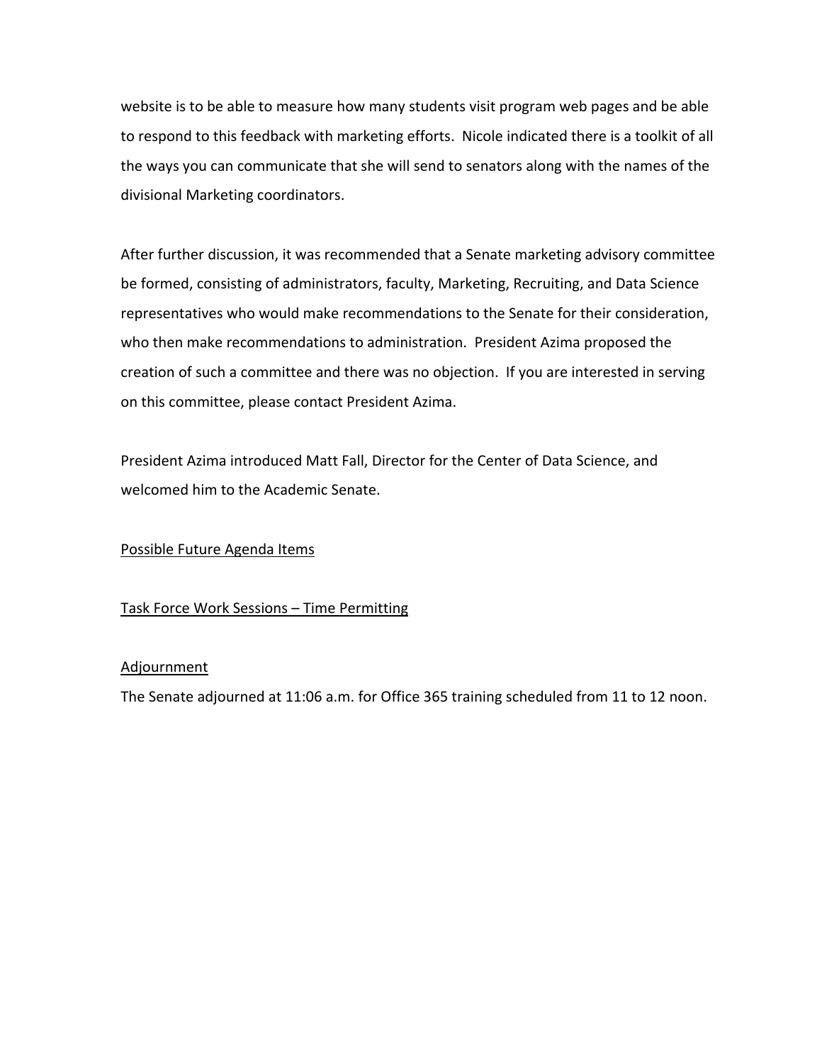website is to be able to measure how many students visit program web pages and be able to respond to this feedback with marketing efforts. Nicole indicated there is a toolkit of all the ways you can communicate that she will send to senators along with the names of the divisional Marketing coordinators.

After further discussion, it was recommended that a Senate marketing advisory committee be formed, consisting of administrators, faculty, Marketing, Recruiting, and Data Science representatives who would make recommendations to the Senate for their consideration, who then make recommendations to administration. President Azima proposed the creation of such a committee and there was no objection. If you are interested in serving on this committee, please contact President Azima.

President Azima introduced Matt Fall, Director for the Center of Data Science, and welcomed him to the Academic Senate.

<u>Possible Future Agenda Items</u>

<u>Task Force Work Sessions – Time Permitting</u>

<u>Adjournment</u>

The Senate adjourned at 11:06 a.m. for Office 365 training scheduled from 11 to 12 noon.